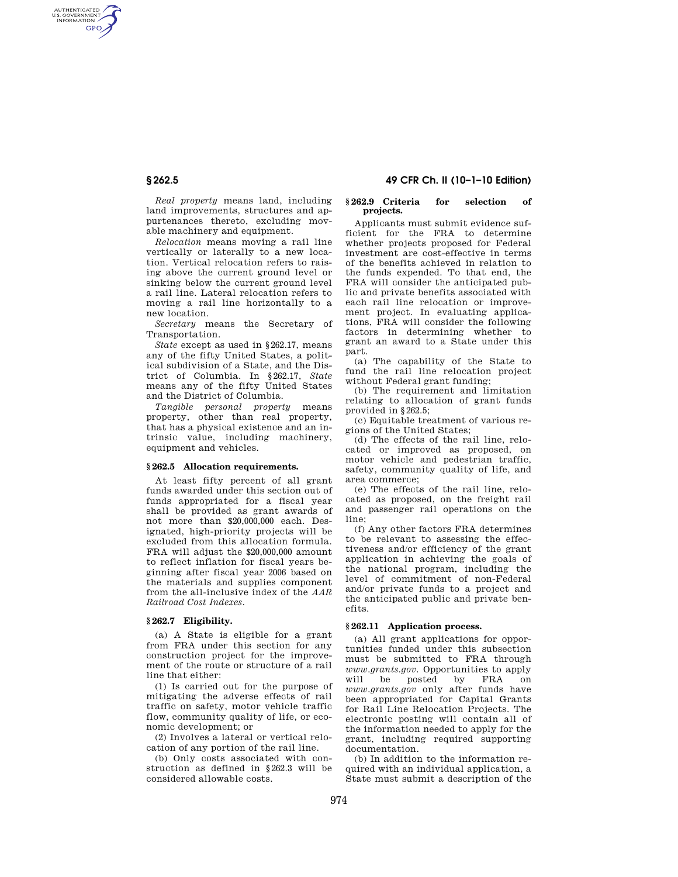*Real property* means land, including land improvements, structures and appurtenances thereto, excluding movable machinery and equipment.

*Relocation* means moving a rail line vertically or laterally to a new location. Vertical relocation refers to raising above the current ground level or sinking below the current ground level a rail line. Lateral relocation refers to moving a rail line horizontally to a new location.

*Secretary* means the Secretary of Transportation.

*State* except as used in §262.17, means any of the fifty United States, a political subdivision of a State, and the District of Columbia. In §262.17, *State* means any of the fifty United States and the District of Columbia.

*Tangible personal property* means property, other than real property, that has a physical existence and an intrinsic value, including machinery, equipment and vehicles.

### § 262.5 Allocation requirements.

At least fifty percent of all grant funds awarded under this section out of funds appropriated for a fiscal year shall be provided as grant awards of not more than $20,000,000 each. Designated, high-priority projects will be excluded from this allocation formula. FRA will adjust the $20,000,000 amount to reflect inflation for fiscal years beginning after fiscal year 2006 based on the materials and supplies component from the all-inclusive index of the *AAR Railroad Cost Indexes*.

### § 262.7 Eligibility.

(a) A State is eligible for a grant from FRA under this section for any construction project for the improvement of the route or structure of a rail line that either:

(1) Is carried out for the purpose of mitigating the adverse effects of rail traffic on safety, motor vehicle traffic flow, community quality of life, or economic development; or

(2) Involves a lateral or vertical relocation of any portion of the rail line.

(b) Only costs associated with construction as defined in §262.3 will be considered allowable costs.

### § 262.9 Criteria for selection of projects.

Applicants must submit evidence sufficient for the FRA to determine whether projects proposed for Federal investment are cost-effective in terms of the benefits achieved in relation to the funds expended. To that end, the FRA will consider the anticipated public and private benefits associated with each rail line relocation or improvement project. In evaluating applications, FRA will consider the following factors in determining whether to grant an award to a State under this part.

(a) The capability of the State to fund the rail line relocation project without Federal grant funding;

(b) The requirement and limitation relating to allocation of grant funds provided in §262.5;

(c) Equitable treatment of various regions of the United States;

(d) The effects of the rail line, relocated or improved as proposed, on motor vehicle and pedestrian traffic, safety, community quality of life, and area commerce;

(e) The effects of the rail line, relocated as proposed, on the freight rail and passenger rail operations on the line;

(f) Any other factors FRA determines to be relevant to assessing the effectiveness and/or efficiency of the grant application in achieving the goals of the national program, including the level of commitment of non-Federal and/or private funds to a project and the anticipated public and private benefits.

### § 262.11 Application process.

(a) All grant applications for opportunities funded under this subsection must be submitted to FRA through *www.grants.gov*. Opportunities to apply will be posted by FRA on *www.grants.gov* only after funds have been appropriated for Capital Grants for Rail Line Relocation Projects. The electronic posting will contain all of the information needed to apply for the grant, including required supporting documentation.

(b) In addition to the information required with an individual application, a State must submit a description of the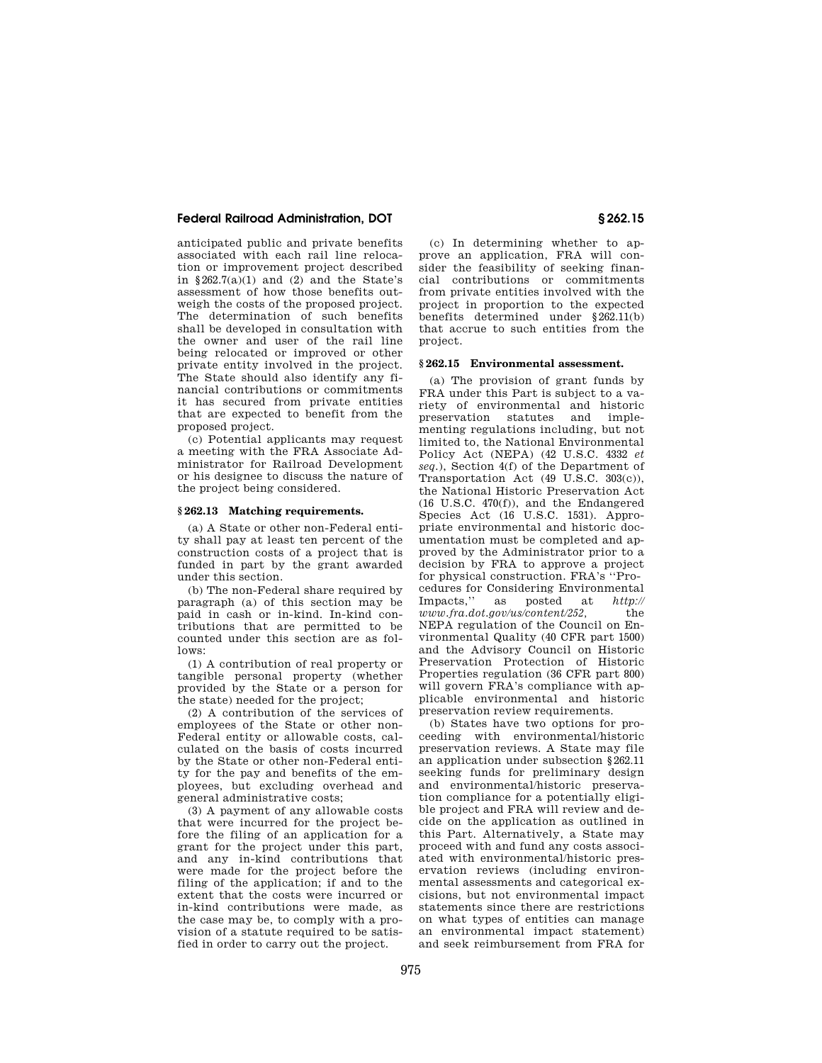anticipated public and private benefits associated with each rail line relocation or improvement project described in §262.7(a)(1) and (2) and the State's assessment of how those benefits outweigh the costs of the proposed project. The determination of such benefits shall be developed in consultation with the owner and user of the rail line being relocated or improved or other private entity involved in the project. The State should also identify any financial contributions or commitments it has secured from private entities that are expected to benefit from the proposed project.

(c) Potential applicants may request a meeting with the FRA Associate Administrator for Railroad Development or his designee to discuss the nature of the project being considered.

### § 262.13 Matching requirements.

(a) A State or other non-Federal entity shall pay at least ten percent of the construction costs of a project that is funded in part by the grant awarded under this section.

(b) The non-Federal share required by paragraph (a) of this section may be paid in cash or in-kind. In-kind contributions that are permitted to be counted under this section are as follows:

(1) A contribution of real property or tangible personal property (whether provided by the State or a person for the state) needed for the project;

(2) A contribution of the services of employees of the State or other non-Federal entity or allowable costs, calculated on the basis of costs incurred by the State or other non-Federal entity for the pay and benefits of the employees, but excluding overhead and general administrative costs;

(3) A payment of any allowable costs that were incurred for the project before the filing of an application for a grant for the project under this part, and any in-kind contributions that were made for the project before the filing of the application; if and to the extent that the costs were incurred or in-kind contributions were made, as the case may be, to comply with a provision of a statute required to be satisfied in order to carry out the project.

(c) In determining whether to approve an application, FRA will consider the feasibility of seeking financial contributions or commitments from private entities involved with the project in proportion to the expected benefits determined under §262.11(b) that accrue to such entities from the project.

### § 262.15 Environmental assessment.

(a) The provision of grant funds by FRA under this Part is subject to a variety of environmental and historic preservation statutes and implementing regulations including, but not limited to, the National Environmental Policy Act (NEPA) (42 U.S.C. 4332 *et seq.*), Section 4(f) of the Department of Transportation Act (49 U.S.C. 303(c)), the National Historic Preservation Act (16 U.S.C. 470(f)), and the Endangered Species Act (16 U.S.C. 1531). Appropriate environmental and historic documentation must be completed and approved by the Administrator prior to a decision by FRA to approve a project for physical construction. FRA's "Procedures for Considering Environmental Impacts," as posted at *http://www.fra.dot.gov/us/content/252*, the NEPA regulation of the Council on Environmental Quality (40 CFR part 1500) and the Advisory Council on Historic Preservation Protection of Historic Properties regulation (36 CFR part 800) will govern FRA's compliance with applicable environmental and historic preservation review requirements.

(b) States have two options for proceeding with environmental/historic preservation reviews. A State may file an application under subsection §262.11 seeking funds for preliminary design and environmental/historic preservation compliance for a potentially eligible project and FRA will review and decide on the application as outlined in this Part. Alternatively, a State may proceed with and fund any costs associated with environmental/historic preservation reviews (including environmental assessments and categorical excisions, but not environmental impact statements since there are restrictions on what types of entities can manage an environmental impact statement) and seek reimbursement from FRA for